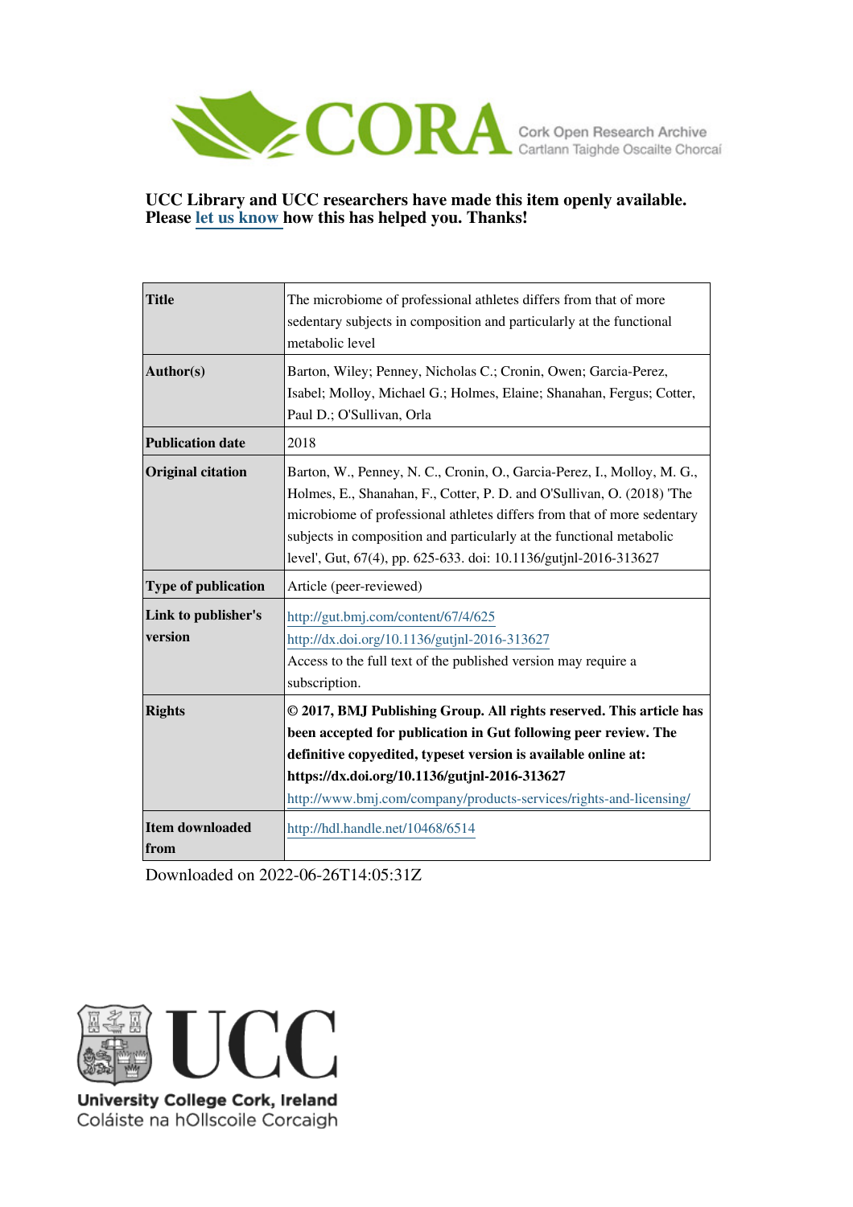UCC Library and UCC researchers have made this item openly available. Please let us know how this has helped you. Thanks!

| Title | The microbiome of professional athletes differs from that of more sedentary subjects in composition and particularly at the functional metabolic level |
|---|---|
| Author(s) | Barton, Wiley; Penney, Nicholas C.; Cronin, Owen; Garcia-Perez, Isabel; Molloy, Michael G.; Holmes, Elaine; Shanahan, Fergus; Cotter, Paul D.; O'Sullivan, Orla |
| Publication date | 2018 |
| Original citation | Barton, W., Penney, N. C., Cronin, O., Garcia-Perez, I., Molloy, M. G., Holmes, E., Shanahan, F., Cotter, P. D. and O'Sullivan, O. (2018) 'The microbiome of professional athletes differs from that of more sedentary subjects in composition and particularly at the functional metabolic level', Gut, 67(4), pp. 625-633. doi: 10.1136/gutjnl-2016-313627 |
| Type of publication | Article (peer-reviewed) |
| Link to publisher's version | http://gut.bmj.com/content/67/4/625 http://dx.doi.org/10.1136/gutjnl-2016-313627 Access to the full text of the published version may require a subscription. |
| Rights | **© 2017, BMJ Publishing Group. All rights reserved. This article has been accepted for publication in Gut following peer review. The definitive copyedited, typeset version is available online at: https://dx.doi.org/10.1136/gutjnl-2016-313627** http://www.bmj.com/company/products-services/rights-and-licensing/ |
| Item downloaded from | http://hdl.handle.net/10468/6514 |

Downloaded on 2022-06-26T14:05:31Z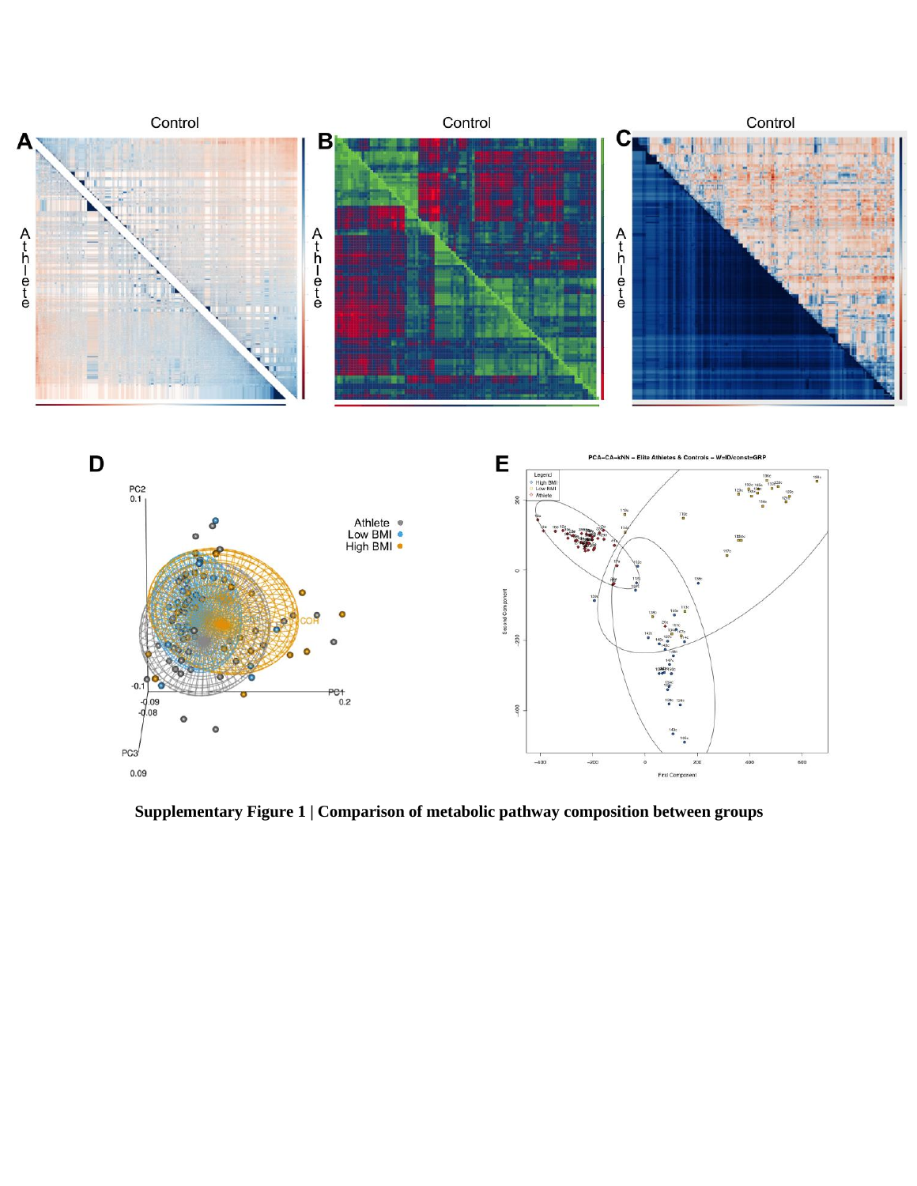**Supplementary Figure 1 | Comparison of metabolic pathway composition between groups**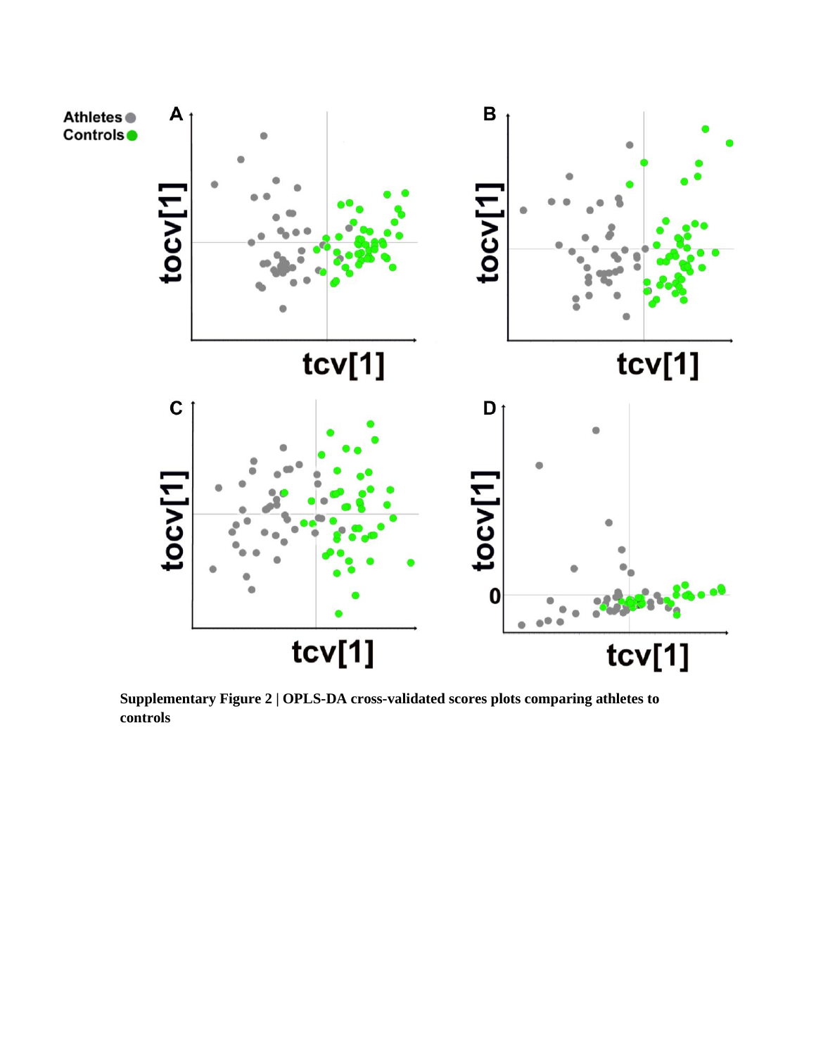**Supplementary Figure 2 | OPLS-DA cross-validated scores plots comparing athletes to controls**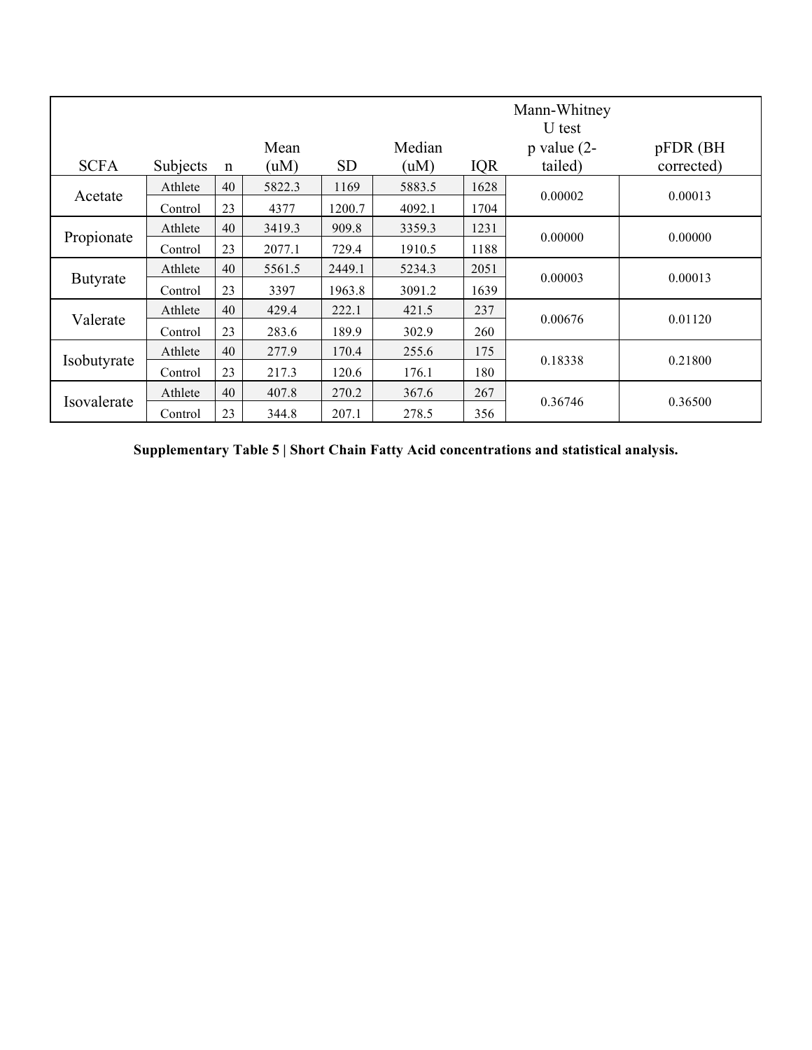| SCFA | Subjects | n | Mean (uM) | SD | Median (uM) | IQR | Mann-Whitney U test p value (2-tailed) | pFDR (BH corrected) |
|---|---|---|---|---|---|---|---|---|
| Acetate | Athlete | 40 | 5822.3 | 1169 | 5883.5 | 1628 | 0.00002 | 0.00013 |
| | Control | 23 | 4377 | 1200.7 | 4092.1 | 1704 | | |
| Propionate | Athlete | 40 | 3419.3 | 909.8 | 3359.3 | 1231 | 0.00000 | 0.00000 |
| | Control | 23 | 2077.1 | 729.4 | 1910.5 | 1188 | | |
| Butyrate | Athlete | 40 | 5561.5 | 2449.1 | 5234.3 | 2051 | 0.00003 | 0.00013 |
| | Control | 23 | 3397 | 1963.8 | 3091.2 | 1639 | | |
| Valerate | Athlete | 40 | 429.4 | 222.1 | 421.5 | 237 | 0.00676 | 0.01120 |
| | Control | 23 | 283.6 | 189.9 | 302.9 | 260 | | |
| Isobutyrate | Athlete | 40 | 277.9 | 170.4 | 255.6 | 175 | 0.18338 | 0.21800 |
| | Control | 23 | 217.3 | 120.6 | 176.1 | 180 | | |
| Isovalerate | Athlete | 40 | 407.8 | 270.2 | 367.6 | 267 | 0.36746 | 0.36500 |
| | Control | 23 | 344.8 | 207.1 | 278.5 | 356 | | |

**Supplementary Table 5 | Short Chain Fatty Acid concentrations and statistical analysis.**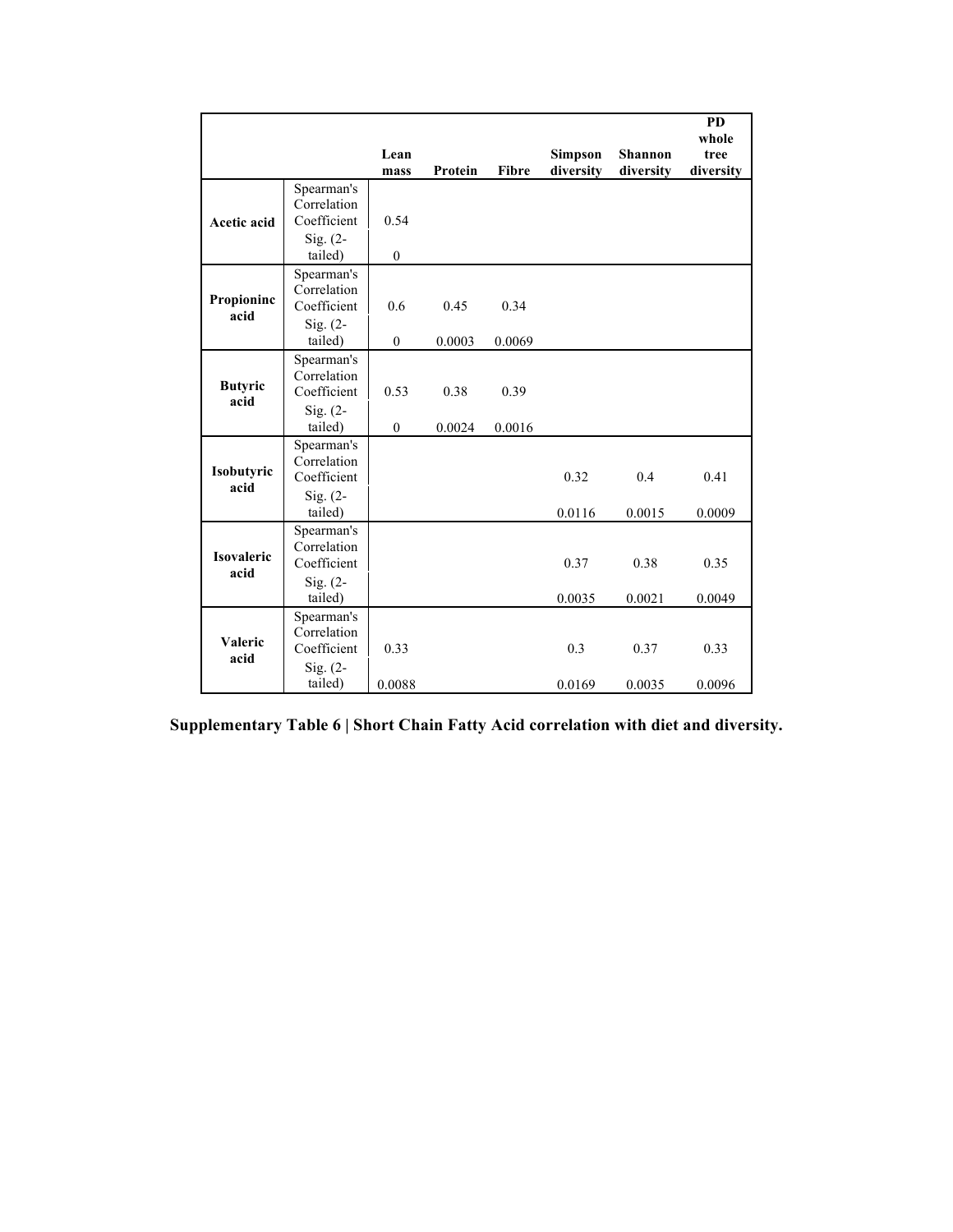| | | Lean mass | Protein | Fibre | Simpson diversity | Shannon diversity | PD whole tree diversity |
|---|---|---|---|---|---|---|---|
| **Acetic acid** | Spearman's Correlation Coefficient | 0.54 | | | | | |
| | Sig. (2-tailed) | 0 | | | | | |
| **Propioninc acid** | Spearman's Correlation Coefficient | 0.6 | 0.45 | 0.34 | | | |
| | Sig. (2-tailed) | 0 | 0.0003 | 0.0069 | | | |
| **Butyric acid** | Spearman's Correlation Coefficient | 0.53 | 0.38 | 0.39 | | | |
| | Sig. (2-tailed) | 0 | 0.0024 | 0.0016 | | | |
| **Isobutyric acid** | Spearman's Correlation Coefficient | | | | 0.32 | 0.4 | 0.41 |
| | Sig. (2-tailed) | | | | 0.0116 | 0.0015 | 0.0009 |
| **Isovaleric acid** | Spearman's Correlation Coefficient | | | | 0.37 | 0.38 | 0.35 |
| | Sig. (2-tailed) | | | | 0.0035 | 0.0021 | 0.0049 |
| **Valeric acid** | Spearman's Correlation Coefficient | 0.33 | | | 0.3 | 0.37 | 0.33 |
| | Sig. (2-tailed) | 0.0088 | | | 0.0169 | 0.0035 | 0.0096 |

**Supplementary Table 6 | Short Chain Fatty Acid correlation with diet and diversity.**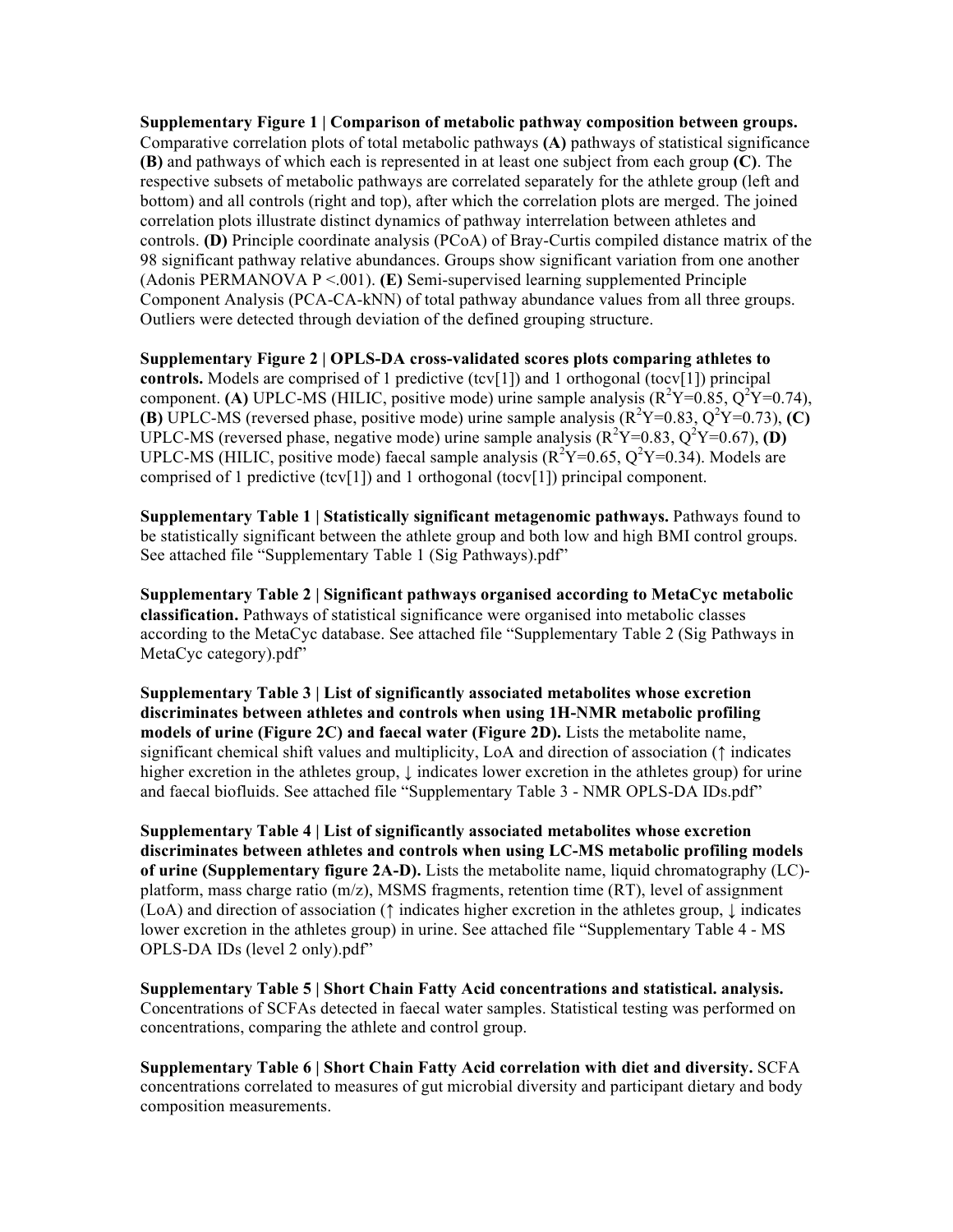**Supplementary Figure 1 | Comparison of metabolic pathway composition between groups.** Comparative correlation plots of total metabolic pathways **(A)** pathways of statistical significance **(B)** and pathways of which each is represented in at least one subject from each group **(C)**. The respective subsets of metabolic pathways are correlated separately for the athlete group (left and bottom) and all controls (right and top), after which the correlation plots are merged. The joined correlation plots illustrate distinct dynamics of pathway interrelation between athletes and controls. **(D)** Principle coordinate analysis (PCoA) of Bray-Curtis compiled distance matrix of the 98 significant pathway relative abundances. Groups show significant variation from one another (Adonis PERMANOVA P <.001). **(E)** Semi-supervised learning supplemented Principle Component Analysis (PCA-CA-kNN) of total pathway abundance values from all three groups. Outliers were detected through deviation of the defined grouping structure.

**Supplementary Figure 2 | OPLS-DA cross-validated scores plots comparing athletes to controls.** Models are comprised of 1 predictive (tcv[1]) and 1 orthogonal (tocv[1]) principal component. **(A)** UPLC-MS (HILIC, positive mode) urine sample analysis ($R^2Y$=0.85, $Q^2Y$=0.74), **(B)** UPLC-MS (reversed phase, positive mode) urine sample analysis ($R^2Y$=0.83, $Q^2Y$=0.73), **(C)** UPLC-MS (reversed phase, negative mode) urine sample analysis ($R^2Y$=0.83, $Q^2Y$=0.67), **(D)** UPLC-MS (HILIC, positive mode) faecal sample analysis ($R^2Y$=0.65, $Q^2Y$=0.34). Models are comprised of 1 predictive (tcv[1]) and 1 orthogonal (tocv[1]) principal component.

**Supplementary Table 1 | Statistically significant metagenomic pathways.** Pathways found to be statistically significant between the athlete group and both low and high BMI control groups. See attached file "Supplementary Table 1 (Sig Pathways).pdf"

**Supplementary Table 2 | Significant pathways organised according to MetaCyc metabolic classification.** Pathways of statistical significance were organised into metabolic classes according to the MetaCyc database. See attached file "Supplementary Table 2 (Sig Pathways in MetaCyc category).pdf"

**Supplementary Table 3 | List of significantly associated metabolites whose excretion discriminates between athletes and controls when using 1H-NMR metabolic profiling models of urine (Figure 2C) and faecal water (Figure 2D).** Lists the metabolite name, significant chemical shift values and multiplicity, LoA and direction of association (↑ indicates higher excretion in the athletes group, ↓ indicates lower excretion in the athletes group) for urine and faecal biofluids. See attached file "Supplementary Table 3 - NMR OPLS-DA IDs.pdf"

**Supplementary Table 4 | List of significantly associated metabolites whose excretion discriminates between athletes and controls when using LC-MS metabolic profiling models of urine (Supplementary figure 2A-D).** Lists the metabolite name, liquid chromatography (LC)-platform, mass charge ratio (m/z), MSMS fragments, retention time (RT), level of assignment (LoA) and direction of association (↑ indicates higher excretion in the athletes group, ↓ indicates lower excretion in the athletes group) in urine. See attached file "Supplementary Table 4 - MS OPLS-DA IDs (level 2 only).pdf"

**Supplementary Table 5 | Short Chain Fatty Acid concentrations and statistical. analysis.** Concentrations of SCFAs detected in faecal water samples. Statistical testing was performed on concentrations, comparing the athlete and control group.

**Supplementary Table 6 | Short Chain Fatty Acid correlation with diet and diversity.** SCFA concentrations correlated to measures of gut microbial diversity and participant dietary and body composition measurements.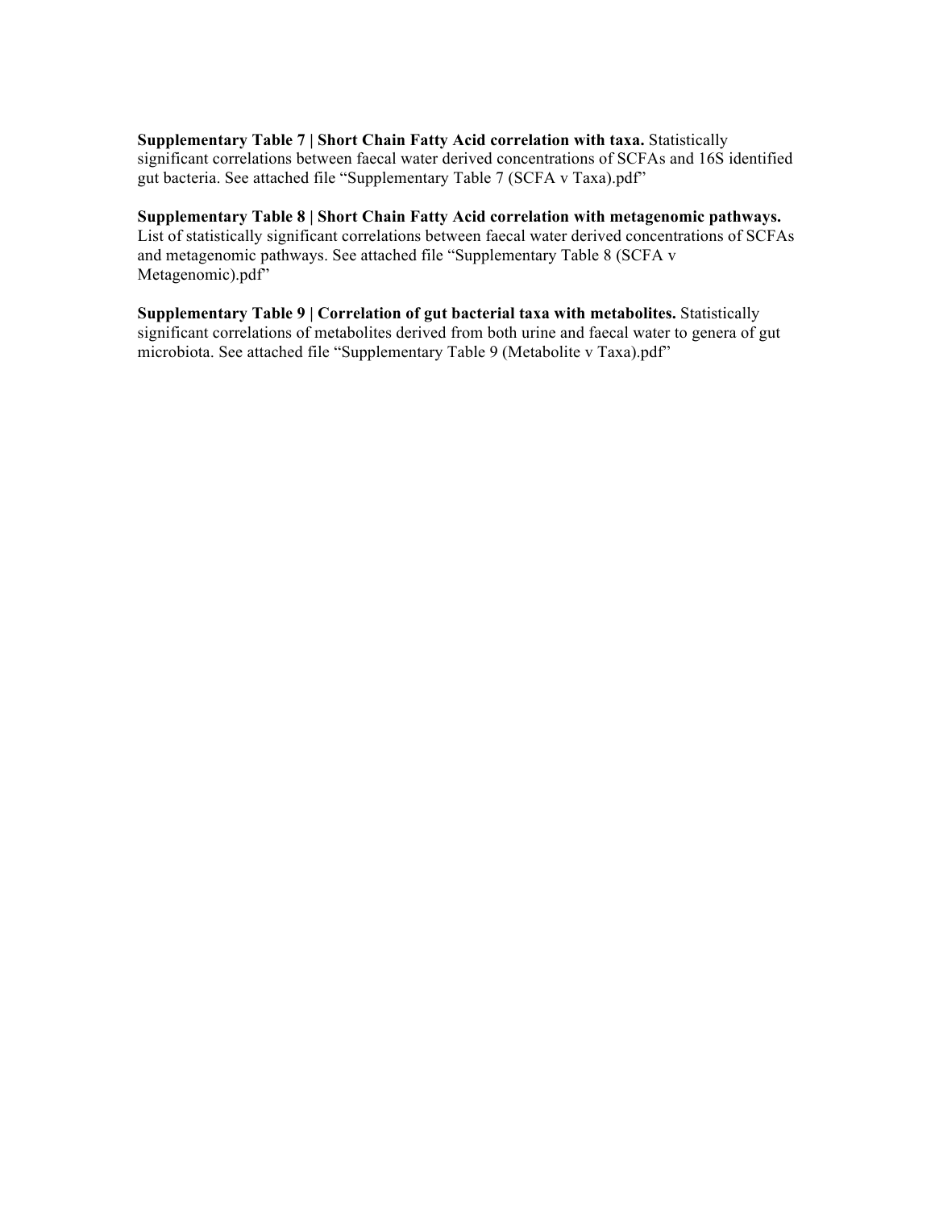**Supplementary Table 7 | Short Chain Fatty Acid correlation with taxa.** Statistically significant correlations between faecal water derived concentrations of SCFAs and 16S identified gut bacteria. See attached file "Supplementary Table 7 (SCFA v Taxa).pdf"

**Supplementary Table 8 | Short Chain Fatty Acid correlation with metagenomic pathways.** List of statistically significant correlations between faecal water derived concentrations of SCFAs and metagenomic pathways. See attached file "Supplementary Table 8 (SCFA v Metagenomic).pdf"

**Supplementary Table 9 | Correlation of gut bacterial taxa with metabolites.** Statistically significant correlations of metabolites derived from both urine and faecal water to genera of gut microbiota. See attached file "Supplementary Table 9 (Metabolite v Taxa).pdf"